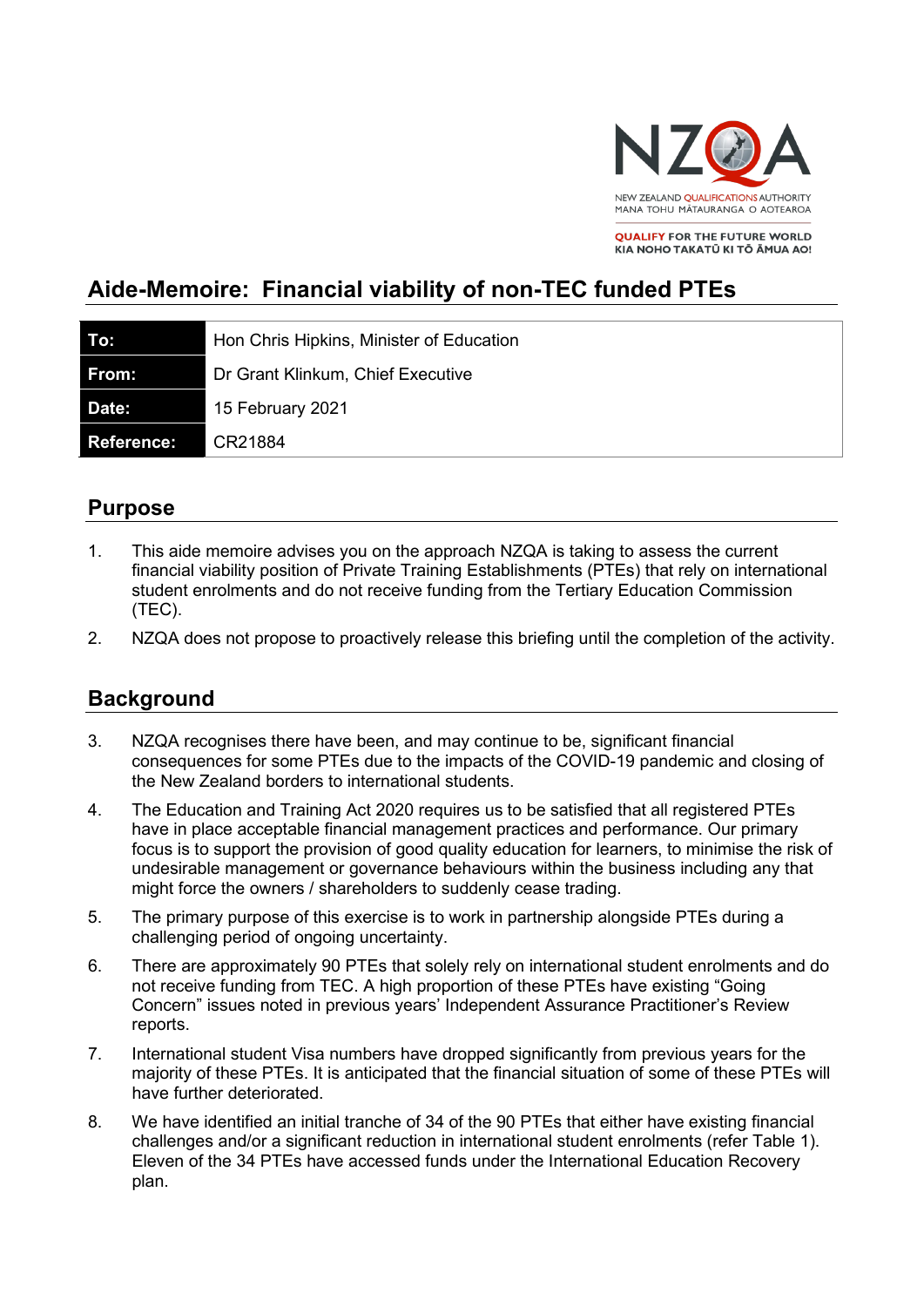NZQA

NEW ZEALAND QUALIFICATIONS AUTHORITY
MANA TOHU MĀTAURANGA O AOTEAROA

QUALIFY FOR THE FUTURE WORLD
KIA NOHO TAKATŪ KI TŌ ĀMUA AO!

# Aide-Memoire: Financial viability of non-TEC funded PTEs

| **To:** | Hon Chris Hipkins, Minister of Education |
|---|---|
| **From:** | Dr Grant Klinkum, Chief Executive |
| **Date:** | 15 February 2021 |
| **Reference:** | CR21884 |

## Purpose

1. This aide memoire advises you on the approach NZQA is taking to assess the current financial viability position of Private Training Establishments (PTEs) that rely on international student enrolments and do not receive funding from the Tertiary Education Commission (TEC).
2. NZQA does not propose to proactively release this briefing until the completion of the activity.

## Background

3. NZQA recognises there have been, and may continue to be, significant financial consequences for some PTEs due to the impacts of the COVID-19 pandemic and closing of the New Zealand borders to international students.
4. The Education and Training Act 2020 requires us to be satisfied that all registered PTEs have in place acceptable financial management practices and performance. Our primary focus is to support the provision of good quality education for learners, to minimise the risk of undesirable management or governance behaviours within the business including any that might force the owners / shareholders to suddenly cease trading.
5. The primary purpose of this exercise is to work in partnership alongside PTEs during a challenging period of ongoing uncertainty.
6. There are approximately 90 PTEs that solely rely on international student enrolments and do not receive funding from TEC. A high proportion of these PTEs have existing "Going Concern" issues noted in previous years' Independent Assurance Practitioner's Review reports.
7. International student Visa numbers have dropped significantly from previous years for the majority of these PTEs. It is anticipated that the financial situation of some of these PTEs will have further deteriorated.
8. We have identified an initial tranche of 34 of the 90 PTEs that either have existing financial challenges and/or a significant reduction in international student enrolments (refer Table 1). Eleven of the 34 PTEs have accessed funds under the International Education Recovery plan.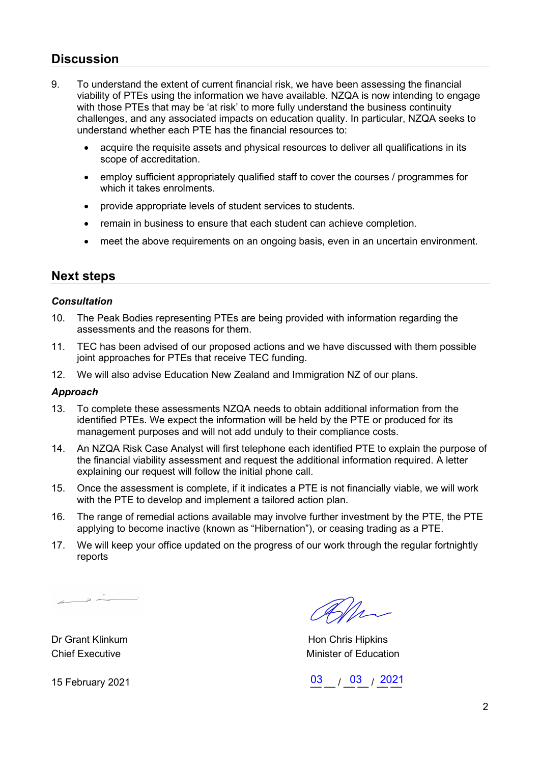## Discussion

9. To understand the extent of current financial risk, we have been assessing the financial viability of PTEs using the information we have available. NZQA is now intending to engage with those PTEs that may be 'at risk' to more fully understand the business continuity challenges, and any associated impacts on education quality. In particular, NZQA seeks to understand whether each PTE has the financial resources to:

   - acquire the requisite assets and physical resources to deliver all qualifications in its scope of accreditation.
   - employ sufficient appropriately qualified staff to cover the courses / programmes for which it takes enrolments.
   - provide appropriate levels of student services to students.
   - remain in business to ensure that each student can achieve completion.
   - meet the above requirements on an ongoing basis, even in an uncertain environment.

## Next steps

### *Consultation*

10. The Peak Bodies representing PTEs are being provided with information regarding the assessments and the reasons for them.
11. TEC has been advised of our proposed actions and we have discussed with them possible joint approaches for PTEs that receive TEC funding.
12. We will also advise Education New Zealand and Immigration NZ of our plans.

### *Approach*

13. To complete these assessments NZQA needs to obtain additional information from the identified PTEs. We expect the information will be held by the PTE or produced for its management purposes and will not add unduly to their compliance costs.
14. An NZQA Risk Case Analyst will first telephone each identified PTE to explain the purpose of the financial viability assessment and request the additional information required. A letter explaining our request will follow the initial phone call.
15. Once the assessment is complete, if it indicates a PTE is not financially viable, we will work with the PTE to develop and implement a tailored action plan.
16. The range of remedial actions available may involve further investment by the PTE, the PTE applying to become inactive (known as "Hibernation"), or ceasing trading as a PTE.
17. We will keep your office updated on the progress of our work through the regular fortnightly reports

Dr Grant Klinkum
Chief Executive

15 February 2021

Hon Chris Hipkins
Minister of Education

03 / 03 / 2021